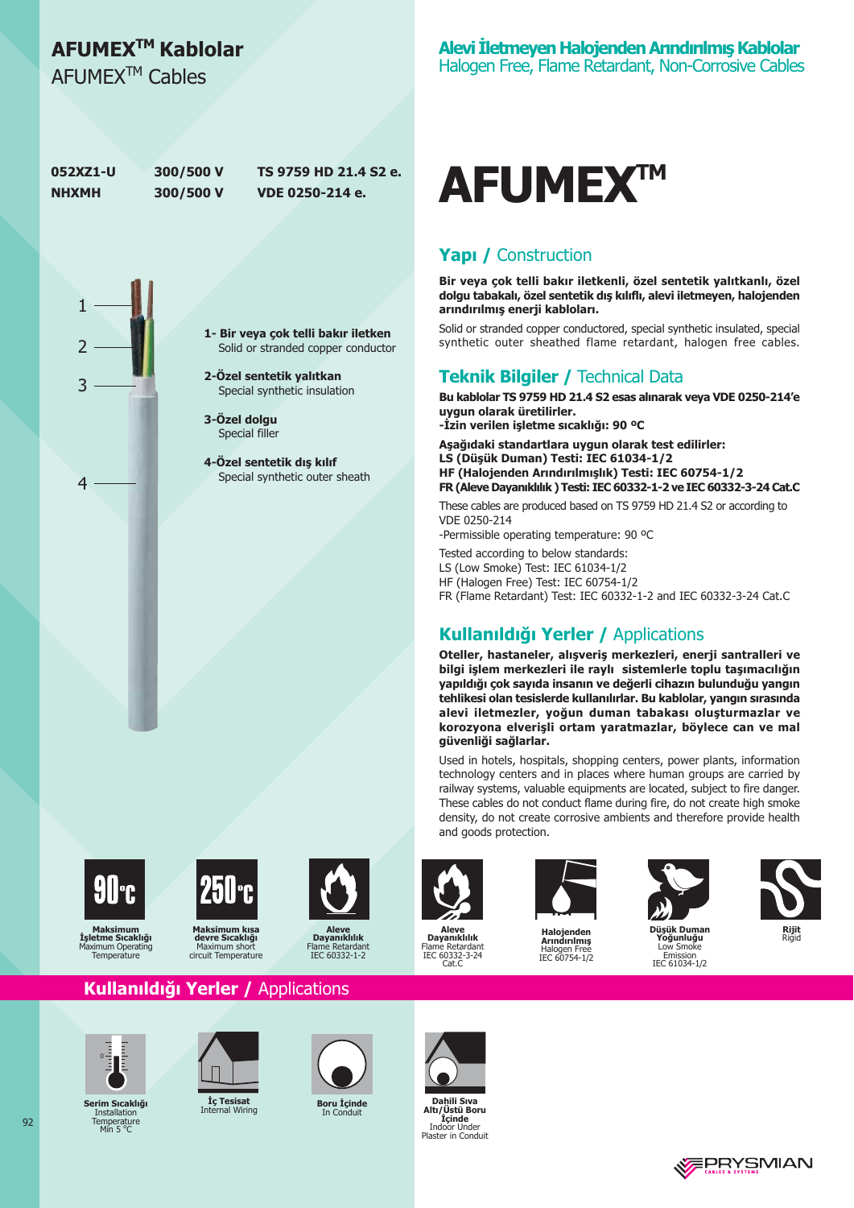# AFUMEX™ Kablolar

AFUMEX™ Cables

**Alevi İletmeyen Halojenden Arındırılmış Kablolar**
Halogen Free, Flame Retardant, Non-Corrosive Cables

| | | |
|---|---|---|
| **052XZ1-U** | **300/500 V** | **TS 9759 HD 21.4 S2 e.** |
| **NHXMH** | **300/500 V** | **VDE 0250-214 e.** |

1. **Bir veya çok telli bakır iletken**
   Solid or stranded copper conductor
2. **Özel sentetik yalıtkan**
   Special synthetic insulation
3. **Özel dolgu**
   Special filler
4. **Özel sentetik dış kılıf**
   Special synthetic outer sheath

# AFUMEX™

## Yapı / Construction

**Bir veya çok telli bakır iletkenli, özel sentetik yalıtkanlı, özel dolgu tabakalı, özel sentetik dış kılıflı, alevi iletmeyen, halojenden arındırılmış enerji kabloları.**

Solid or stranded copper conductored, special synthetic insulated, special synthetic outer sheathed flame retardant, halogen free cables.

## Teknik Bilgiler / Technical Data

**Bu kablolar TS 9759 HD 21.4 S2 esas alınarak veya VDE 0250-214'e uygun olarak üretilirler.**
**-İzin verilen işletme sıcaklığı: 90 ºC**

**Aşağıdaki standartlara uygun olarak test edilirler:**
**LS (Düşük Duman) Testi: IEC 61034-1/2**
**HF (Halojenden Arındırılmışlık) Testi: IEC 60754-1/2**
**FR (Aleve Dayanıklılık ) Testi: IEC 60332-1-2 ve IEC 60332-3-24 Cat.C**

These cables are produced based on TS 9759 HD 21.4 S2 or according to VDE 0250-214
-Permissible operating temperature: 90 ºC

Tested according to below standards:
LS (Low Smoke) Test: IEC 61034-1/2
HF (Halogen Free) Test: IEC 60754-1/2
FR (Flame Retardant) Test: IEC 60332-1-2 and IEC 60332-3-24 Cat.C

## Kullanıldığı Yerler / Applications

**Oteller, hastaneler, alışveriş merkezleri, enerji santralleri ve bilgi işlem merkezleri ile raylı sistemlerle toplu taşımacılığın yapıldığı çok sayıda insanın ve değerli cihazın bulunduğu yangın tehlikesi olan tesislerde kullanılırlar. Bu kablolar, yangın sırasında alevi iletmezler, yoğun duman tabakası oluşturmazlar ve korozyona elverişli ortam yaratmazlar, böylece can ve mal güvenliği sağlarlar.**

Used in hotels, hospitals, shopping centers, power plants, information technology centers and in places where human groups are carried by railway systems, valuable equipments are located, subject to fire danger. These cables do not conduct flame during fire, do not create high smoke density, do not create corrosive ambients and therefore provide health and goods protection.

- 90 °C — **Maksimum İşletme Sıcaklığı** / Maximum Operating Temperature
- 250 °C — **Maksimum kısa devre Sıcaklığı** / Maximum short circuit Temperature
- **Aleve Dayanıklılık** / Flame Retardant IEC 60332-1-2
- **Aleve Dayanıklılık** / Flame Retardant IEC 60332-3-24 Cat.C
- **Halojenden Arındırılmış** / Halogen Free IEC 60754-1/2
- **Düşük Duman Yoğunluğu** / Low Smoke Emission IEC 61034-1/2
- **Rijit** / Rigid

## Kullanıldığı Yerler / Applications

- **Serim Sıcaklığı** / Installation Temperature Min 5 °C
- **İç Tesisat** / Internal Wiring
- **Boru İçinde** / In Conduit
- **Dahili Sıva Altı/Üstü Boru İçinde** / Indoor Under Plaster in Conduit

PRYSMIAN CABLES & SYSTEMS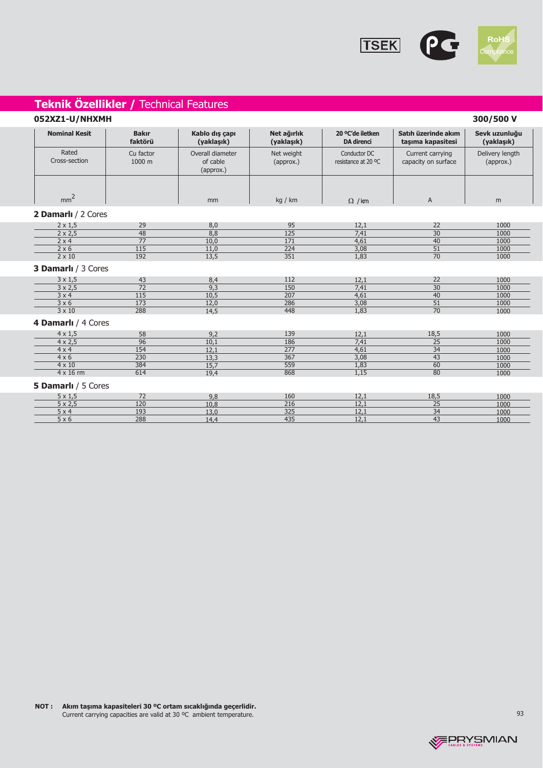## Teknik Özellikler / Technical Features

**052XZ1-U/NHXMH** **300/500 V**

| Nominal Kesit<br>Rated Cross-section<br>$mm^2$ | Bakır faktörü<br>Cu factor 1000 m | Kablo dış çapı (yaklaşık)<br>Overall diameter of cable (approx.)<br>mm | Net ağırlık (yaklaşık)<br>Net weight (approx.)<br>kg / km | 20 ºC'de iletken DA direnci<br>Conductor DC resistance at 20 ºC<br>Ω / km | Satıh üzerinde akım taşıma kapasitesi<br>Current carrying capacity on surface<br>A | Sevk uzunluğu (yaklaşık)<br>Delivery length (approx.)<br>m |
|---|---|---|---|---|---|---|
| **2 Damarlı** / 2 Cores | | | | | | |
| 2 x 1,5 | 29 | 8,0 | 95 | 12,1 | 22 | 1000 |
| 2 x 2,5 | 48 | 8,8 | 125 | 7,41 | 30 | 1000 |
| 2 x 4 | 77 | 10,0 | 171 | 4,61 | 40 | 1000 |
| 2 x 6 | 115 | 11,0 | 224 | 3,08 | 51 | 1000 |
| 2 x 10 | 192 | 13,5 | 351 | 1,83 | 70 | 1000 |
| **3 Damarlı** / 3 Cores | | | | | | |
| 3 x 1,5 | 43 | 8,4 | 112 | 12,1 | 22 | 1000 |
| 3 x 2,5 | 72 | 9,3 | 150 | 7,41 | 30 | 1000 |
| 3 x 4 | 115 | 10,5 | 207 | 4,61 | 40 | 1000 |
| 3 x 6 | 173 | 12,0 | 286 | 3,08 | 51 | 1000 |
| 3 x 10 | 288 | 14,5 | 448 | 1,83 | 70 | 1000 |
| **4 Damarlı** / 4 Cores | | | | | | |
| 4 x 1,5 | 58 | 9,2 | 139 | 12,1 | 18,5 | 1000 |
| 4 x 2,5 | 96 | 10,1 | 186 | 7,41 | 25 | 1000 |
| 4 x 4 | 154 | 12,1 | 277 | 4,61 | 34 | 1000 |
| 4 x 6 | 230 | 13,3 | 367 | 3,08 | 43 | 1000 |
| 4 x 10 | 384 | 15,7 | 559 | 1,83 | 60 | 1000 |
| 4 x 16 rm | 614 | 19,4 | 868 | 1,15 | 80 | 1000 |
| **5 Damarlı** / 5 Cores | | | | | | |
| 5 x 1,5 | 72 | 9,8 | 160 | 12,1 | 18,5 | 1000 |
| 5 x 2,5 | 120 | 10,8 | 216 | 12,1 | 25 | 1000 |
| 5 x 4 | 193 | 13,0 | 325 | 12,1 | 34 | 1000 |
| 5 x 6 | 288 | 14,4 | 435 | 12,1 | 43 | 1000 |

**NOT : Akım taşıma kapasiteleri 30 ºC ortam sıcaklığında geçerlidir.**
Current carrying capacities are valid at 30 ºC ambient temperature.